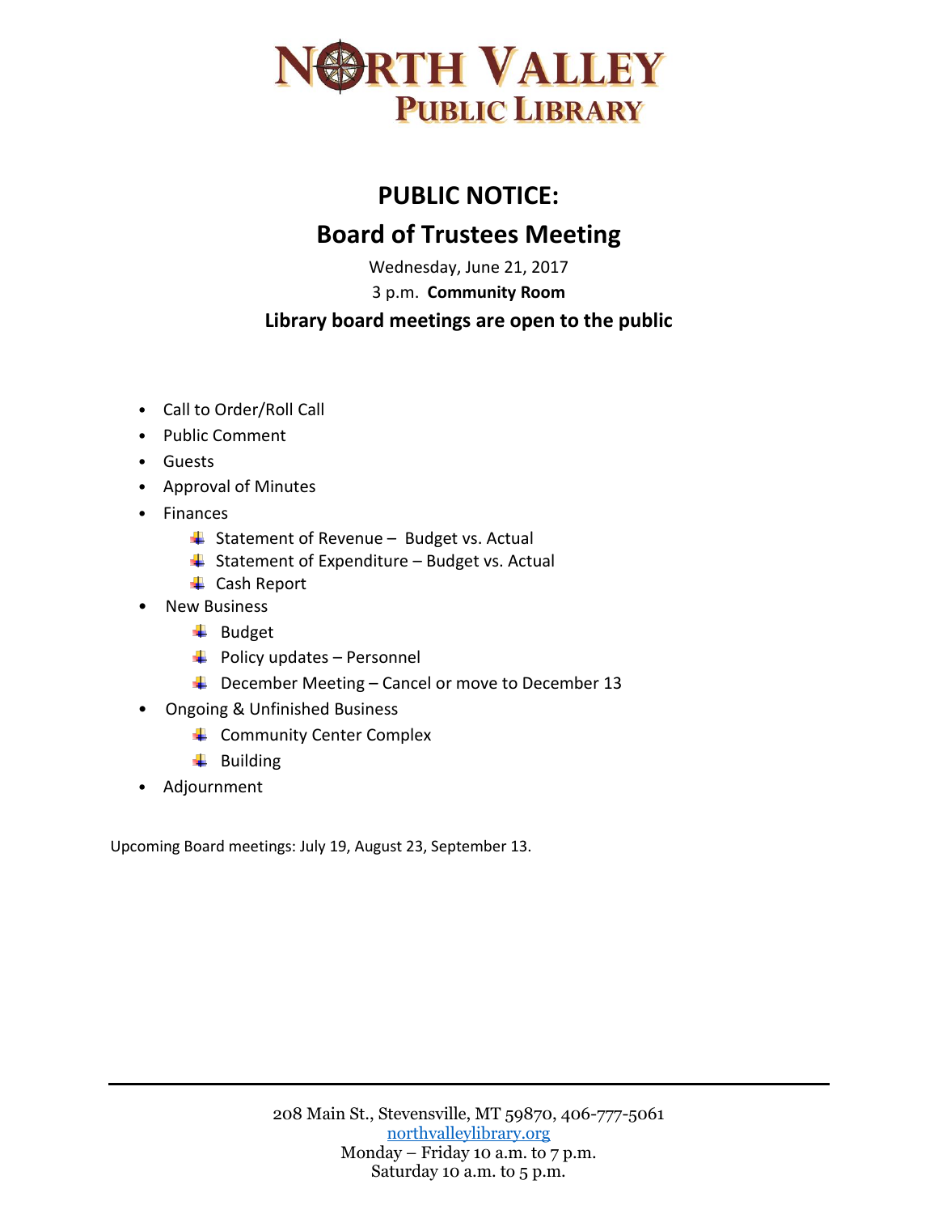# NORTH VALLEY PUBLIC LIBRARY

## PUBLIC NOTICE:

## Board of Trustees Meeting

Wednesday, June 21, 2017

3 p.m. **Community Room**

**Library board meetings are open to the public**

- Call to Order/Roll Call
- Public Comment
- Guests
- Approval of Minutes
- Finances
  - Statement of Revenue – Budget vs. Actual
  - Statement of Expenditure – Budget vs. Actual
  - Cash Report
- New Business
  - Budget
  - Policy updates – Personnel
  - December Meeting – Cancel or move to December 13
- Ongoing & Unfinished Business
  - Community Center Complex
  - Building
- Adjournment

Upcoming Board meetings: July 19, August 23, September 13.

---

208 Main St., Stevensville, MT 59870, 406-777-5061
northvalleylibrary.org
Monday – Friday 10 a.m. to 7 p.m.
Saturday 10 a.m. to 5 p.m.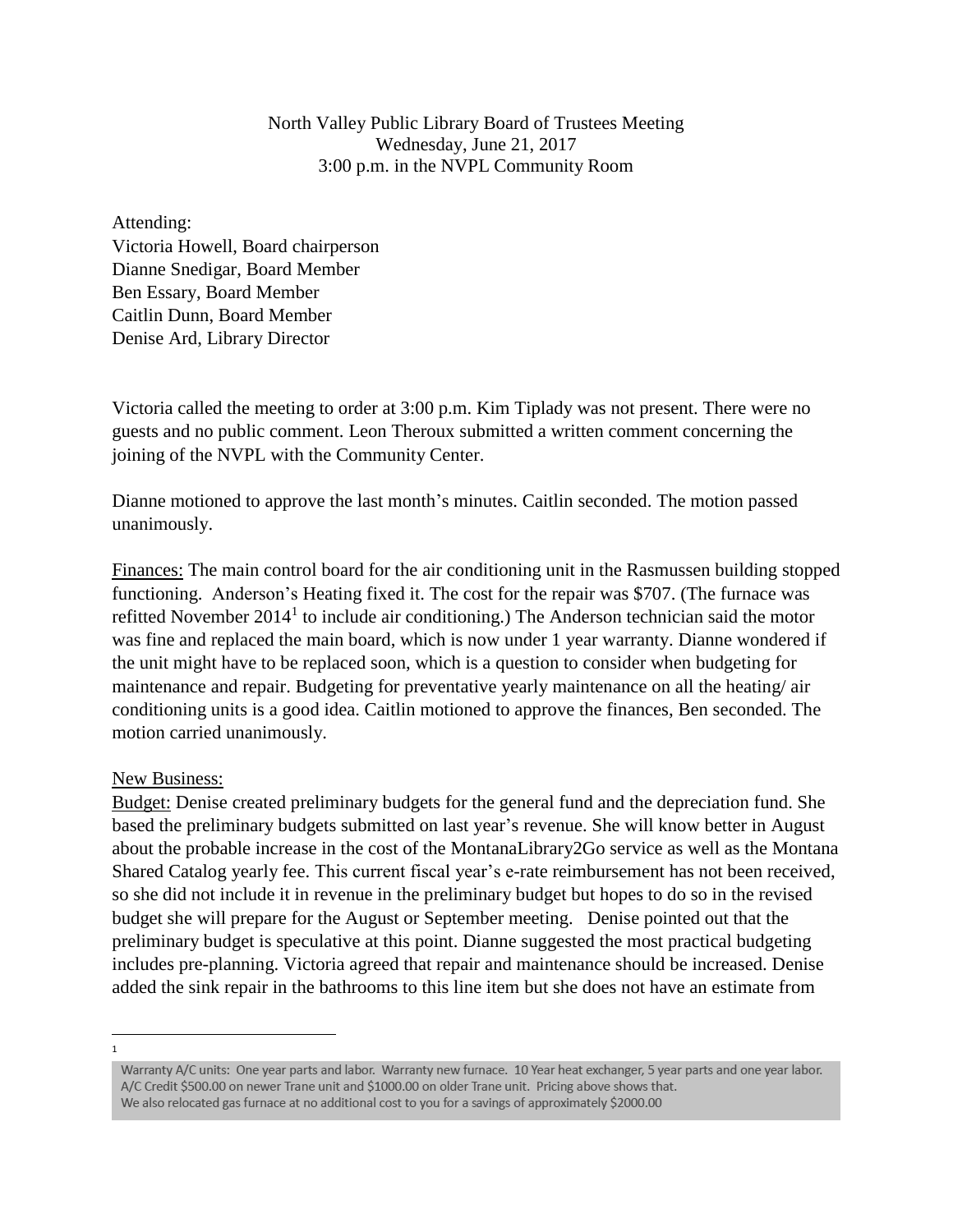North Valley Public Library Board of Trustees Meeting
Wednesday, June 21, 2017
3:00 p.m. in the NVPL Community Room

Attending:
Victoria Howell, Board chairperson
Dianne Snedigar, Board Member
Ben Essary, Board Member
Caitlin Dunn, Board Member
Denise Ard, Library Director

Victoria called the meeting to order at 3:00 p.m. Kim Tiplady was not present. There were no guests and no public comment. Leon Theroux submitted a written comment concerning the joining of the NVPL with the Community Center.

Dianne motioned to approve the last month's minutes. Caitlin seconded. The motion passed unanimously.

Finances: The main control board for the air conditioning unit in the Rasmussen building stopped functioning. Anderson's Heating fixed it. The cost for the repair was $707. (The furnace was refitted November 2014[1] to include air conditioning.) The Anderson technician said the motor was fine and replaced the main board, which is now under 1 year warranty. Dianne wondered if the unit might have to be replaced soon, which is a question to consider when budgeting for maintenance and repair. Budgeting for preventative yearly maintenance on all the heating/ air conditioning units is a good idea. Caitlin motioned to approve the finances, Ben seconded. The motion carried unanimously.

New Business:

Budget: Denise created preliminary budgets for the general fund and the depreciation fund. She based the preliminary budgets submitted on last year's revenue. She will know better in August about the probable increase in the cost of the MontanaLibrary2Go service as well as the Montana Shared Catalog yearly fee. This current fiscal year's e-rate reimbursement has not been received, so she did not include it in revenue in the preliminary budget but hopes to do so in the revised budget she will prepare for the August or September meeting. Denise pointed out that the preliminary budget is speculative at this point. Dianne suggested the most practical budgeting includes pre-planning. Victoria agreed that repair and maintenance should be increased. Denise added the sink repair in the bathrooms to this line item but she does not have an estimate from

---

[1] Warranty A/C units: One year parts and labor. Warranty new furnace. 10 Year heat exchanger, 5 year parts and one year labor. A/C Credit $500.00 on newer Trane unit and $1000.00 on older Trane unit. Pricing above shows that.
We also relocated gas furnace at no additional cost to you for a savings of approximately $2000.00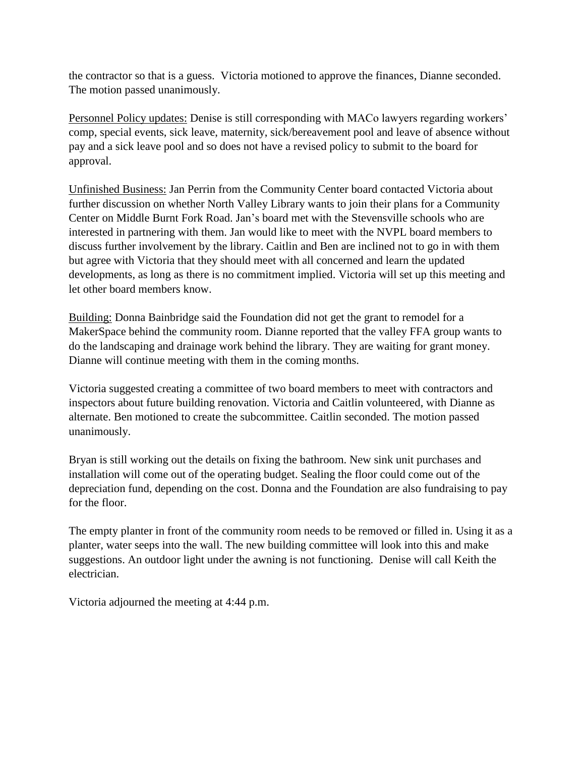the contractor so that is a guess. Victoria motioned to approve the finances, Dianne seconded. The motion passed unanimously.

<u>Personnel Policy updates:</u> Denise is still corresponding with MACo lawyers regarding workers' comp, special events, sick leave, maternity, sick/bereavement pool and leave of absence without pay and a sick leave pool and so does not have a revised policy to submit to the board for approval.

<u>Unfinished Business:</u> Jan Perrin from the Community Center board contacted Victoria about further discussion on whether North Valley Library wants to join their plans for a Community Center on Middle Burnt Fork Road. Jan's board met with the Stevensville schools who are interested in partnering with them. Jan would like to meet with the NVPL board members to discuss further involvement by the library. Caitlin and Ben are inclined not to go in with them but agree with Victoria that they should meet with all concerned and learn the updated developments, as long as there is no commitment implied. Victoria will set up this meeting and let other board members know.

<u>Building:</u> Donna Bainbridge said the Foundation did not get the grant to remodel for a MakerSpace behind the community room. Dianne reported that the valley FFA group wants to do the landscaping and drainage work behind the library. They are waiting for grant money. Dianne will continue meeting with them in the coming months.

Victoria suggested creating a committee of two board members to meet with contractors and inspectors about future building renovation. Victoria and Caitlin volunteered, with Dianne as alternate. Ben motioned to create the subcommittee. Caitlin seconded. The motion passed unanimously.

Bryan is still working out the details on fixing the bathroom. New sink unit purchases and installation will come out of the operating budget. Sealing the floor could come out of the depreciation fund, depending on the cost. Donna and the Foundation are also fundraising to pay for the floor.

The empty planter in front of the community room needs to be removed or filled in. Using it as a planter, water seeps into the wall. The new building committee will look into this and make suggestions. An outdoor light under the awning is not functioning. Denise will call Keith the electrician.

Victoria adjourned the meeting at 4:44 p.m.